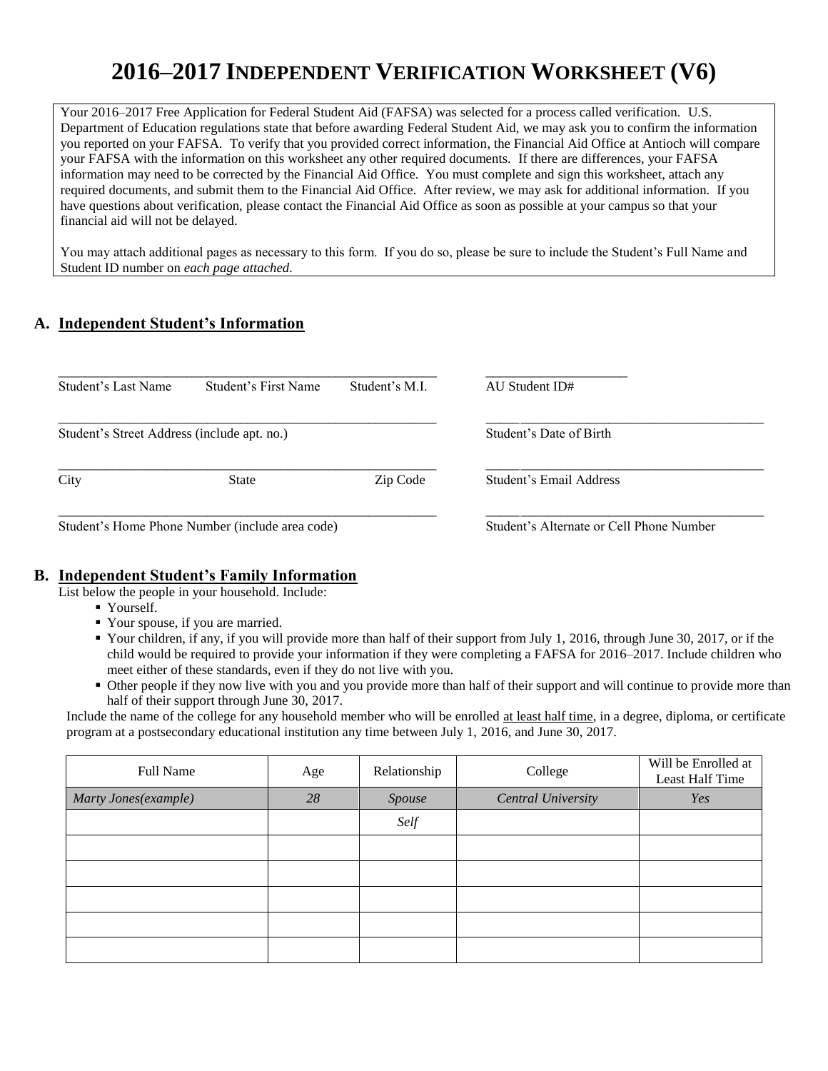# 2016–2017 INDEPENDENT VERIFICATION WORKSHEET (V6)

Your 2016–2017 Free Application for Federal Student Aid (FAFSA) was selected for a process called verification. U.S. Department of Education regulations state that before awarding Federal Student Aid, we may ask you to confirm the information you reported on your FAFSA. To verify that you provided correct information, the Financial Aid Office at Antioch will compare your FAFSA with the information on this worksheet any other required documents. If there are differences, your FAFSA information may need to be corrected by the Financial Aid Office. You must complete and sign this worksheet, attach any required documents, and submit them to the Financial Aid Office. After review, we may ask for additional information. If you have questions about verification, please contact the Financial Aid Office as soon as possible at your campus so that your financial aid will not be delayed.

You may attach additional pages as necessary to this form. If you do so, please be sure to include the Student's Full Name and Student ID number on *each page attached*.

## A. Independent Student's Information

\_\_\_\_\_\_\_\_\_\_\_\_\_\_\_\_\_\_\_\_\_\_\_\_\_\_\_\_\_\_\_\_\_\_\_\_\_\_\_\_\_\_\_\_\_\_\_\_\_\_\_\_\_\_\_\_ \_\_\_\_\_\_\_\_\_\_\_\_\_\_\_\_\_\_\_\_\_\_
Student's Last Name Student's First Name Student's M.I. AU Student ID#

\_\_\_\_\_\_\_\_\_\_\_\_\_\_\_\_\_\_\_\_\_\_\_\_\_\_\_\_\_\_\_\_\_\_\_\_\_\_\_\_\_\_\_\_\_\_\_\_\_\_\_\_\_\_\_\_ \_\_\_\_\_\_\_\_\_\_\_\_\_\_\_\_\_\_\_\_\_\_\_\_\_\_\_\_\_\_\_\_\_\_\_\_\_\_\_\_\_\_
Student's Street Address (include apt. no.) Student's Date of Birth

\_\_\_\_\_\_\_\_\_\_\_\_\_\_\_\_\_\_\_\_\_\_\_\_\_\_\_\_\_\_\_\_\_\_\_\_\_\_\_\_\_\_\_\_\_\_\_\_\_\_\_\_\_\_\_\_ \_\_\_\_\_\_\_\_\_\_\_\_\_\_\_\_\_\_\_\_\_\_\_\_\_\_\_\_\_\_\_\_\_\_\_\_\_\_\_\_\_\_
City State Zip Code Student's Email Address

\_\_\_\_\_\_\_\_\_\_\_\_\_\_\_\_\_\_\_\_\_\_\_\_\_\_\_\_\_\_\_\_\_\_\_\_\_\_\_\_\_\_\_\_\_\_\_\_\_\_\_\_\_\_\_\_ \_\_\_\_\_\_\_\_\_\_\_\_\_\_\_\_\_\_\_\_\_\_\_\_\_\_\_\_\_\_\_\_\_\_\_\_\_\_\_\_\_\_
Student's Home Phone Number (include area code) Student's Alternate or Cell Phone Number

## B. Independent Student's Family Information

List below the people in your household. Include:

- Yourself.
- Your spouse, if you are married.
- Your children, if any, if you will provide more than half of their support from July 1, 2016, through June 30, 2017, or if the child would be required to provide your information if they were completing a FAFSA for 2016–2017. Include children who meet either of these standards, even if they do not live with you.
- Other people if they now live with you and you provide more than half of their support and will continue to provide more than half of their support through June 30, 2017.

Include the name of the college for any household member who will be enrolled at least half time, in a degree, diploma, or certificate program at a postsecondary educational institution any time between July 1, 2016, and June 30, 2017.

| Full Name | Age | Relationship | College | Will be Enrolled at Least Half Time |
|---|---|---|---|---|
| *Marty Jones(example)* | *28* | *Spouse* | *Central University* | *Yes* |
| | | *Self* | | |
| | | | | |
| | | | | |
| | | | | |
| | | | | |
| | | | | |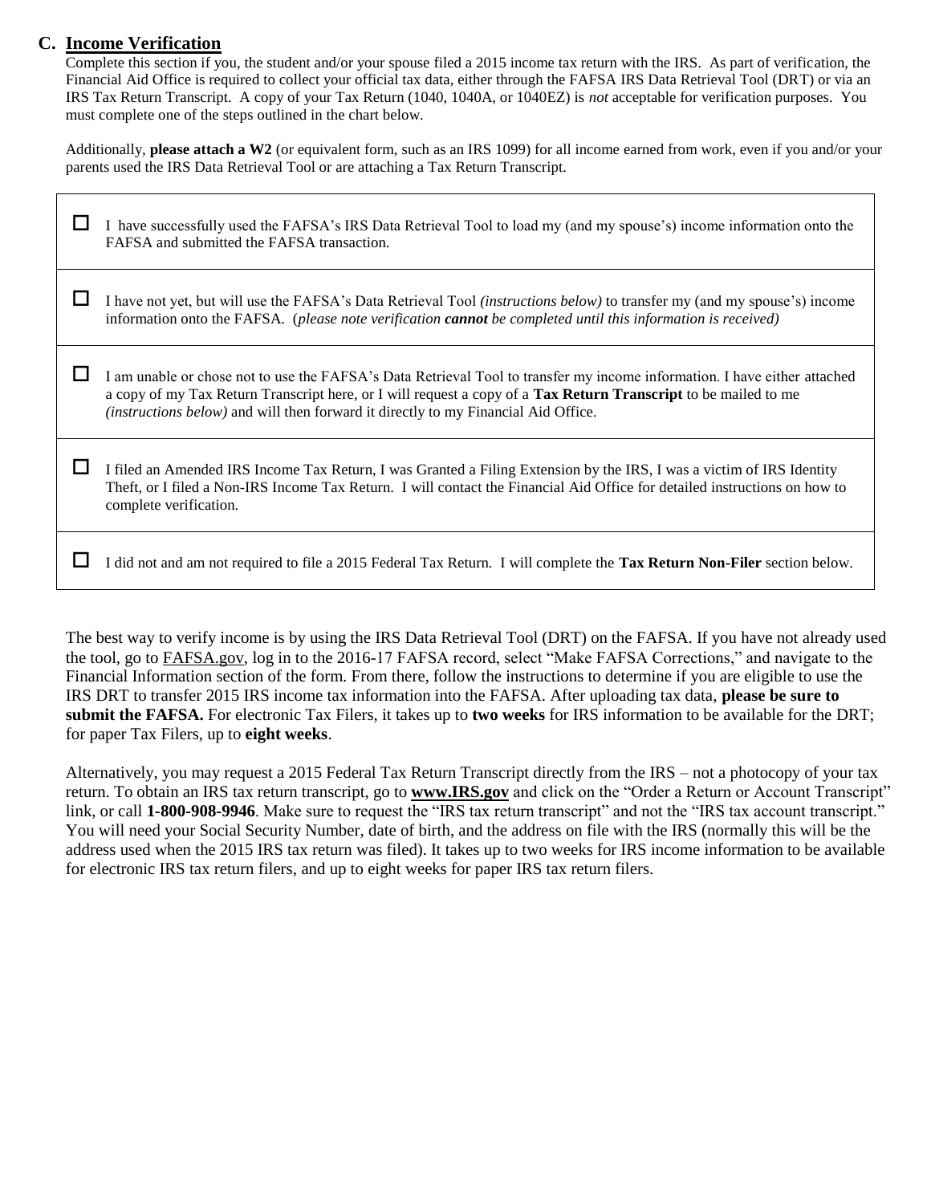## C. Income Verification

Complete this section if you, the student and/or your spouse filed a 2015 income tax return with the IRS. As part of verification, the Financial Aid Office is required to collect your official tax data, either through the FAFSA IRS Data Retrieval Tool (DRT) or via an IRS Tax Return Transcript. A copy of your Tax Return (1040, 1040A, or 1040EZ) is *not* acceptable for verification purposes. You must complete one of the steps outlined in the chart below.

Additionally, **please attach a W2** (or equivalent form, such as an IRS 1099) for all income earned from work, even if you and/or your parents used the IRS Data Retrieval Tool or are attaching a Tax Return Transcript.

| | |
|---|---|
| ☐ | I have successfully used the FAFSA's IRS Data Retrieval Tool to load my (and my spouse's) income information onto the FAFSA and submitted the FAFSA transaction. |
| ☐ | I have not yet, but will use the FAFSA's Data Retrieval Tool *(instructions below)* to transfer my (and my spouse's) income information onto the FAFSA. (*please note verification* ***cannot*** *be completed until this information is received)* |
| ☐ | I am unable or chose not to use the FAFSA's Data Retrieval Tool to transfer my income information. I have either attached a copy of my Tax Return Transcript here, or I will request a copy of a **Tax Return Transcript** to be mailed to me *(instructions below)* and will then forward it directly to my Financial Aid Office. |
| ☐ | I filed an Amended IRS Income Tax Return, I was Granted a Filing Extension by the IRS, I was a victim of IRS Identity Theft, or I filed a Non-IRS Income Tax Return. I will contact the Financial Aid Office for detailed instructions on how to complete verification. |
| ☐ | I did not and am not required to file a 2015 Federal Tax Return. I will complete the **Tax Return Non-Filer** section below. |

The best way to verify income is by using the IRS Data Retrieval Tool (DRT) on the FAFSA. If you have not already used the tool, go to FAFSA.gov, log in to the 2016-17 FAFSA record, select "Make FAFSA Corrections," and navigate to the Financial Information section of the form. From there, follow the instructions to determine if you are eligible to use the IRS DRT to transfer 2015 IRS income tax information into the FAFSA. After uploading tax data, **please be sure to submit the FAFSA.** For electronic Tax Filers, it takes up to **two weeks** for IRS information to be available for the DRT; for paper Tax Filers, up to **eight weeks**.

Alternatively, you may request a 2015 Federal Tax Return Transcript directly from the IRS – not a photocopy of your tax return. To obtain an IRS tax return transcript, go to **www.IRS.gov** and click on the "Order a Return or Account Transcript" link, or call **1-800-908-9946**. Make sure to request the "IRS tax return transcript" and not the "IRS tax account transcript." You will need your Social Security Number, date of birth, and the address on file with the IRS (normally this will be the address used when the 2015 IRS tax return was filed). It takes up to two weeks for IRS income information to be available for electronic IRS tax return filers, and up to eight weeks for paper IRS tax return filers.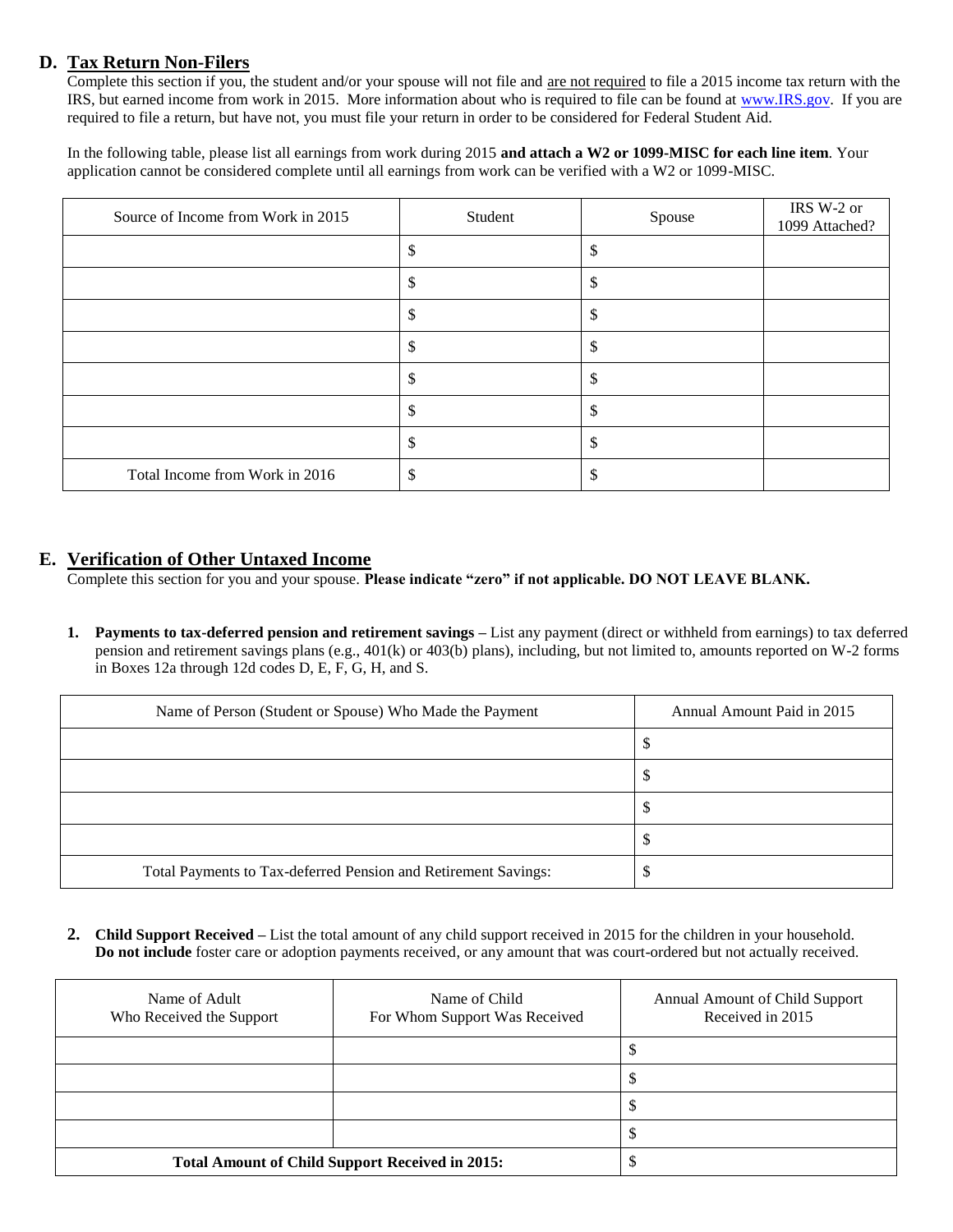## D. Tax Return Non-Filers

Complete this section if you, the student and/or your spouse will not file and are not required to file a 2015 income tax return with the IRS, but earned income from work in 2015. More information about who is required to file can be found at www.IRS.gov. If you are required to file a return, but have not, you must file your return in order to be considered for Federal Student Aid.

In the following table, please list all earnings from work during 2015 **and attach a W2 or 1099-MISC for each line item**. Your application cannot be considered complete until all earnings from work can be verified with a W2 or 1099-MISC.

| Source of Income from Work in 2015 | Student | Spouse | IRS W-2 or 1099 Attached? |
|---|---|---|---|
| | $ | $ | |
| | $ | $ | |
| | $ | $ | |
| | $ | $ | |
| | $ | $ | |
| | $ | $ | |
| | $ | $ | |
| Total Income from Work in 2016 | $ | $ | |

## E. Verification of Other Untaxed Income

Complete this section for you and your spouse. **Please indicate "zero" if not applicable. DO NOT LEAVE BLANK.**

1. **Payments to tax-deferred pension and retirement savings –** List any payment (direct or withheld from earnings) to tax deferred pension and retirement savings plans (e.g., 401(k) or 403(b) plans), including, but not limited to, amounts reported on W-2 forms in Boxes 12a through 12d codes D, E, F, G, H, and S.

| Name of Person (Student or Spouse) Who Made the Payment | Annual Amount Paid in 2015 |
|---|---|
| | $ |
| | $ |
| | $ |
| | $ |
| Total Payments to Tax-deferred Pension and Retirement Savings: | $ |

2. **Child Support Received –** List the total amount of any child support received in 2015 for the children in your household. **Do not include** foster care or adoption payments received, or any amount that was court-ordered but not actually received.

| Name of Adult Who Received the Support | Name of Child For Whom Support Was Received | Annual Amount of Child Support Received in 2015 |
|---|---|---|
| | | $ |
| | | $ |
| | | $ |
| | | $ |
| **Total Amount of Child Support Received in 2015:** | | $ |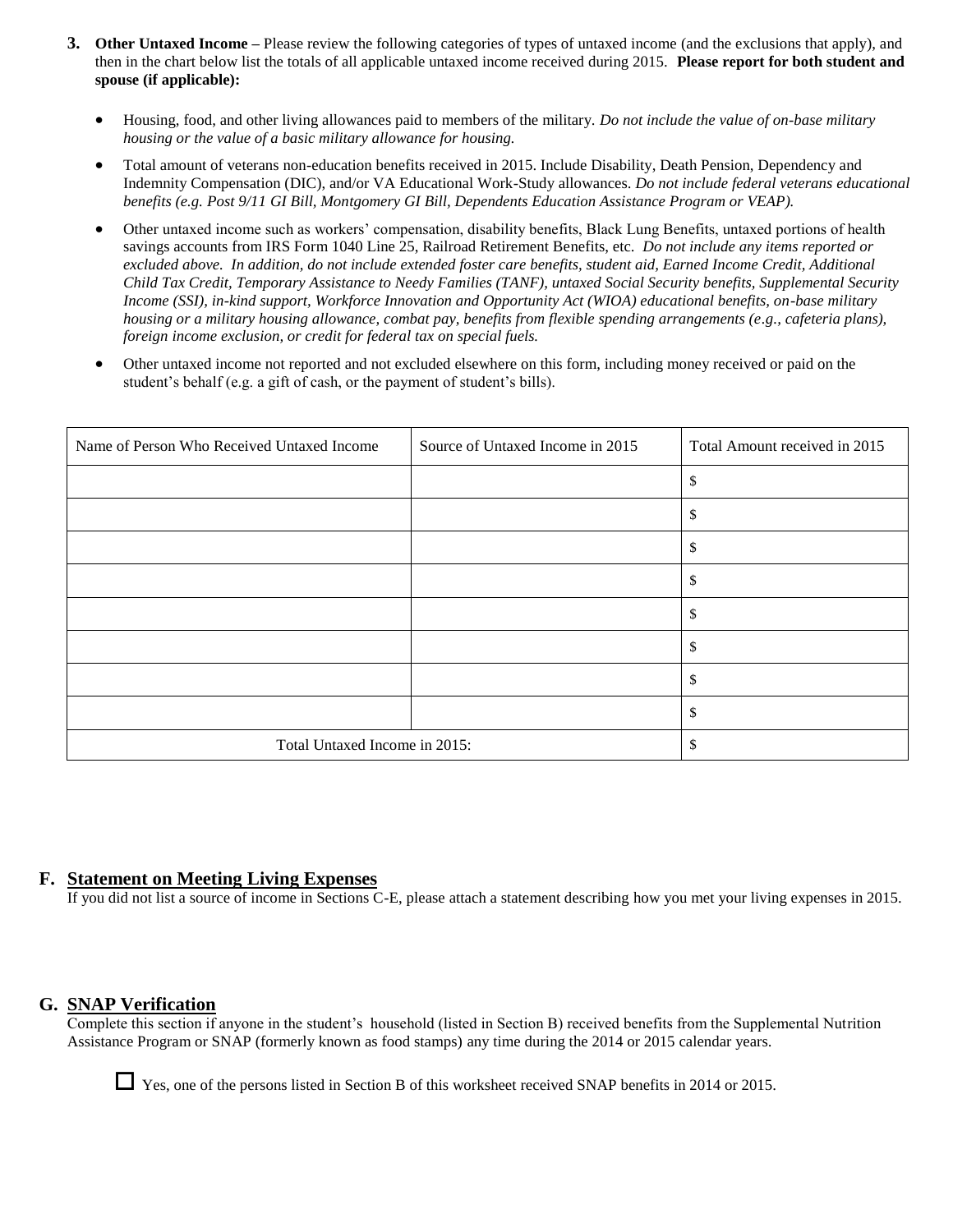3. **Other Untaxed Income –** Please review the following categories of types of untaxed income (and the exclusions that apply), and then in the chart below list the totals of all applicable untaxed income received during 2015. **Please report for both student and spouse (if applicable):**

   - Housing, food, and other living allowances paid to members of the military. *Do not include the value of on-base military housing or the value of a basic military allowance for housing.*
   - Total amount of veterans non-education benefits received in 2015. Include Disability, Death Pension, Dependency and Indemnity Compensation (DIC), and/or VA Educational Work-Study allowances. *Do not include federal veterans educational benefits (e.g. Post 9/11 GI Bill, Montgomery GI Bill, Dependents Education Assistance Program or VEAP).*
   - Other untaxed income such as workers' compensation, disability benefits, Black Lung Benefits, untaxed portions of health savings accounts from IRS Form 1040 Line 25, Railroad Retirement Benefits, etc. *Do not include any items reported or excluded above. In addition, do not include extended foster care benefits, student aid, Earned Income Credit, Additional Child Tax Credit, Temporary Assistance to Needy Families (TANF), untaxed Social Security benefits, Supplemental Security Income (SSI), in-kind support, Workforce Innovation and Opportunity Act (WIOA) educational benefits, on-base military housing or a military housing allowance, combat pay, benefits from flexible spending arrangements (e.g., cafeteria plans), foreign income exclusion, or credit for federal tax on special fuels.*
   - Other untaxed income not reported and not excluded elsewhere on this form, including money received or paid on the student's behalf (e.g. a gift of cash, or the payment of student's bills).

| Name of Person Who Received Untaxed Income | Source of Untaxed Income in 2015 | Total Amount received in 2015 |
|---|---|---|
| | | $ |
| | | $ |
| | | $ |
| | | $ |
| | | $ |
| | | $ |
| | | $ |
| | | $ |
| Total Untaxed Income in 2015: | | $ |

## F. Statement on Meeting Living Expenses

If you did not list a source of income in Sections C-E, please attach a statement describing how you met your living expenses in 2015.

## G. SNAP Verification

Complete this section if anyone in the student's household (listed in Section B) received benefits from the Supplemental Nutrition Assistance Program or SNAP (formerly known as food stamps) any time during the 2014 or 2015 calendar years.

☐ Yes, one of the persons listed in Section B of this worksheet received SNAP benefits in 2014 or 2015.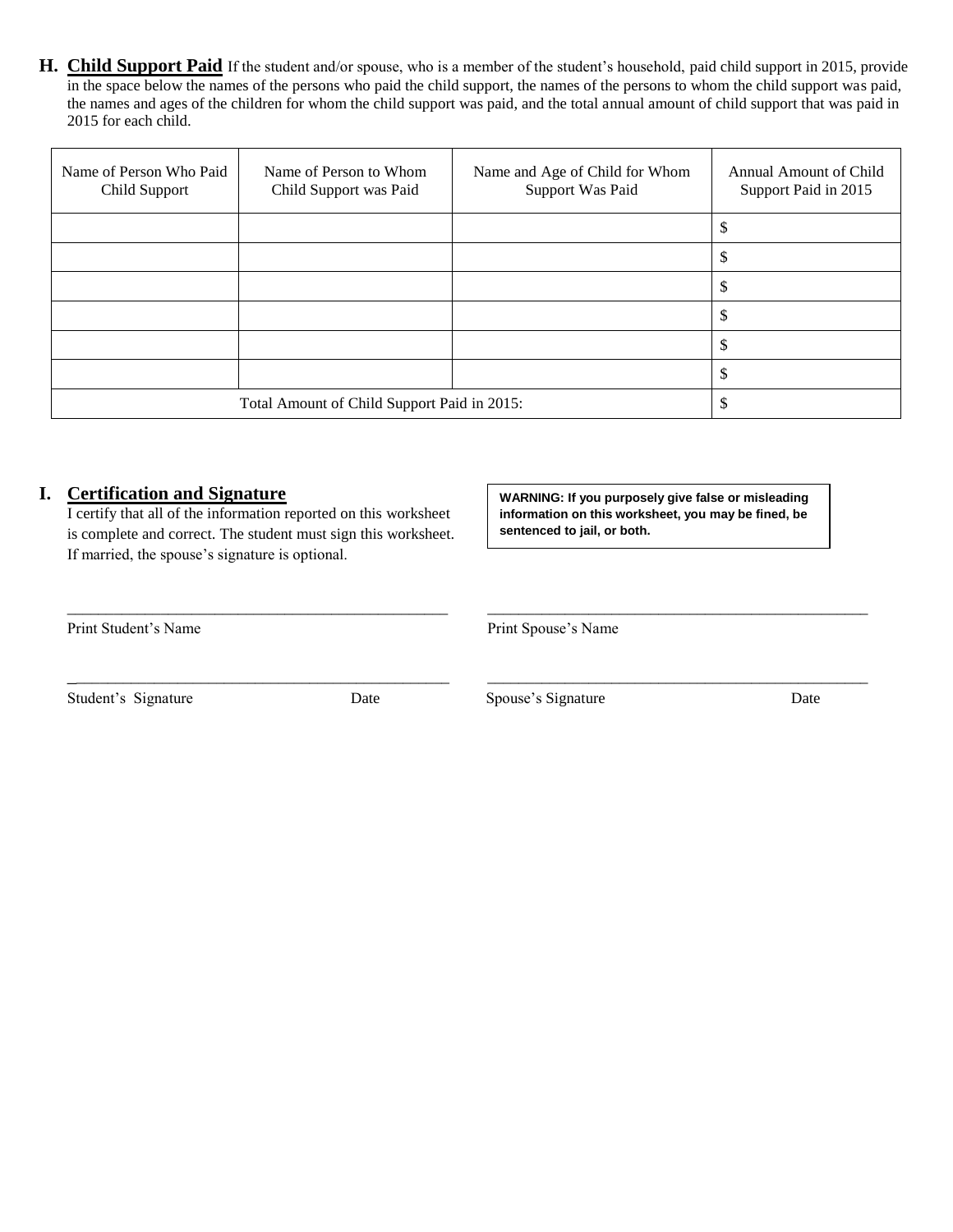## H. Child Support Paid

If the student and/or spouse, who is a member of the student's household, paid child support in 2015, provide in the space below the names of the persons who paid the child support, the names of the persons to whom the child support was paid, the names and ages of the children for whom the child support was paid, and the total annual amount of child support that was paid in 2015 for each child.

| Name of Person Who Paid Child Support | Name of Person to Whom Child Support was Paid | Name and Age of Child for Whom Support Was Paid | Annual Amount of Child Support Paid in 2015 |
|---|---|---|---|
| | | | $ |
| | | | $ |
| | | | $ |
| | | | $ |
| | | | $ |
| | | | $ |
| Total Amount of Child Support Paid in 2015: | | | $ |

## I. Certification and Signature

I certify that all of the information reported on this worksheet is complete and correct. The student must sign this worksheet. If married, the spouse's signature is optional.

**WARNING: If you purposely give false or misleading information on this worksheet, you may be fined, be sentenced to jail, or both.**

\_\_\_\_\_\_\_\_\_\_\_\_\_\_\_\_\_\_\_\_\_\_\_\_\_\_\_\_\_\_\_\_\_\_\_\_\_\_\_\_\_\_\_\_\_\_\_\_
Print Student's Name

\_\_\_\_\_\_\_\_\_\_\_\_\_\_\_\_\_\_\_\_\_\_\_\_\_\_\_\_\_\_\_\_\_\_\_\_\_\_\_\_\_\_\_\_\_\_\_\_
Print Spouse's Name

\_\_\_\_\_\_\_\_\_\_\_\_\_\_\_\_\_\_\_\_\_\_\_\_\_\_\_\_\_\_\_\_\_\_\_\_\_\_\_\_\_\_\_\_\_\_\_\_
Student's Signature Date

\_\_\_\_\_\_\_\_\_\_\_\_\_\_\_\_\_\_\_\_\_\_\_\_\_\_\_\_\_\_\_\_\_\_\_\_\_\_\_\_\_\_\_\_\_\_\_\_
Spouse's Signature Date